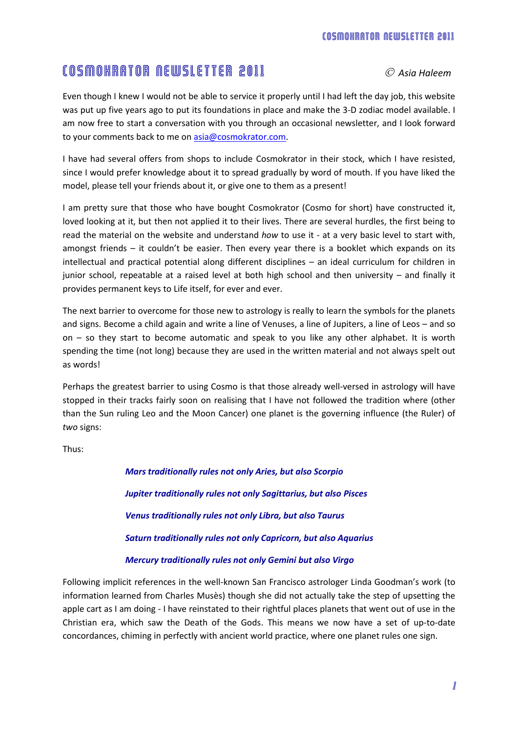# COSMOKRATOR NEWSLETTER 2011

*© Asia Haleem*

Even though I knew I would not be able to service it properly until I had left the day job, this website was put up five years ago to put its foundations in place and make the 3-D zodiac model available. I am now free to start a conversation with you through an occasional newsletter, and I look forward to your comments back to me on asia@cosmokrator.com.

I have had several offers from shops to include Cosmokrator in their stock, which I have resisted, since I would prefer knowledge about it to spread gradually by word of mouth. If you have liked the model, please tell your friends about it, or give one to them as a present!

I am pretty sure that those who have bought Cosmokrator (Cosmo for short) have constructed it, loved looking at it, but then not applied it to their lives. There are several hurdles, the first being to read the material on the website and understand *how* to use it - at a very basic level to start with, amongst friends – it couldn't be easier. Then every year there is a booklet which expands on its intellectual and practical potential along different disciplines – an ideal curriculum for children in junior school, repeatable at a raised level at both high school and then university – and finally it provides permanent keys to Life itself, for ever and ever.

The next barrier to overcome for those new to astrology is really to learn the symbols for the planets and signs. Become a child again and write a line of Venuses, a line of Jupiters, a line of Leos – and so on – so they start to become automatic and speak to you like any other alphabet. It is worth spending the time (not long) because they are used in the written material and not always spelt out as words!

Perhaps the greatest barrier to using Cosmo is that those already well-versed in astrology will have stopped in their tracks fairly soon on realising that I have not followed the tradition where (other than the Sun ruling Leo and the Moon Cancer) one planet is the governing influence (the Ruler) of *two* signs:

Thus:

***Mars traditionally rules not only Aries, but also Scorpio***

***Jupiter traditionally rules not only Sagittarius, but also Pisces***

***Venus traditionally rules not only Libra, but also Taurus***

***Saturn traditionally rules not only Capricorn, but also Aquarius***

***Mercury traditionally rules not only Gemini but also Virgo***

Following implicit references in the well-known San Francisco astrologer Linda Goodman's work (to information learned from Charles Musès) though she did not actually take the step of upsetting the apple cart as I am doing - I have reinstated to their rightful places planets that went out of use in the Christian era, which saw the Death of the Gods. This means we now have a set of up-to-date concordances, chiming in perfectly with ancient world practice, where one planet rules one sign.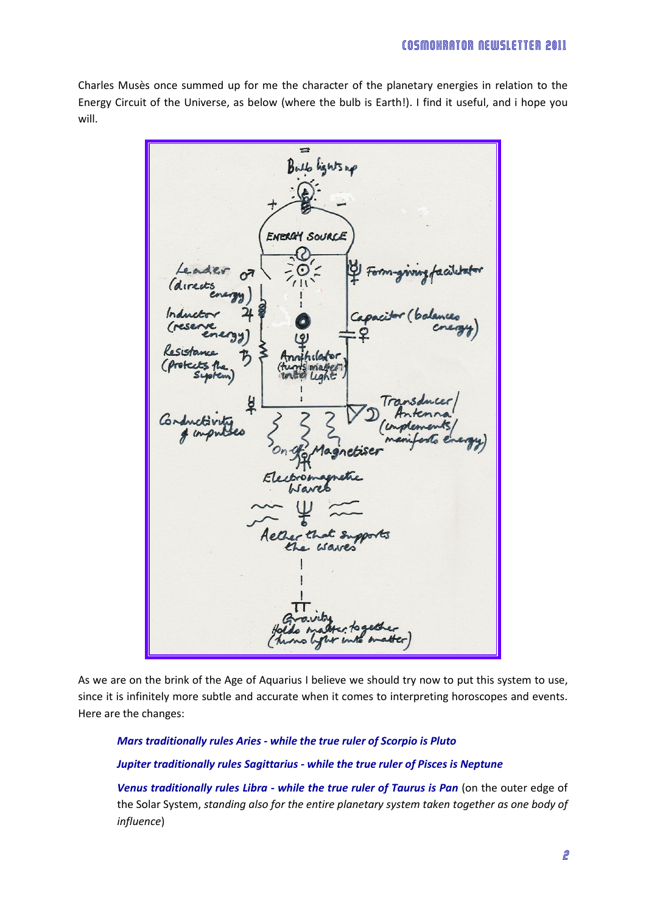Charles Musès once summed up for me the character of the planetary energies in relation to the Energy Circuit of the Universe, as below (where the bulb is Earth!). I find it useful, and i hope you will.

As we are on the brink of the Age of Aquarius I believe we should try now to put this system to use, since it is infinitely more subtle and accurate when it comes to interpreting horoscopes and events. Here are the changes:

***Mars traditionally rules Aries - while the true ruler of Scorpio is Pluto***

***Jupiter traditionally rules Sagittarius - while the true ruler of Pisces is Neptune***

***Venus traditionally rules Libra - while the true ruler of Taurus is Pan*** (on the outer edge of the Solar System, *standing also for the entire planetary system taken together as one body of influence*)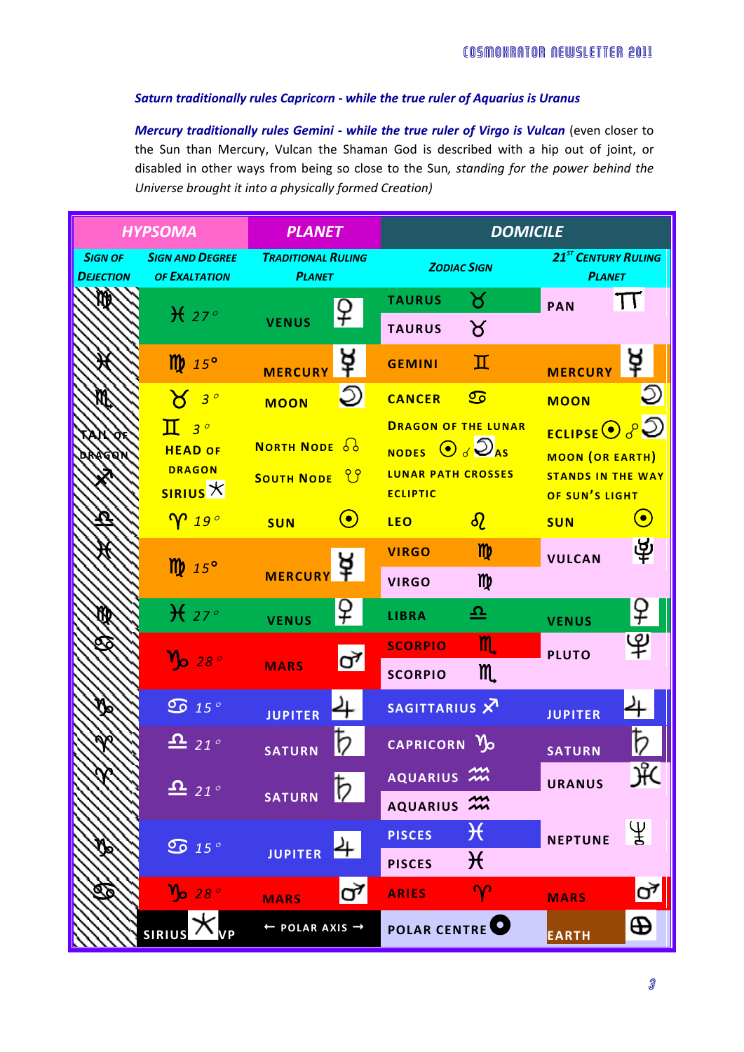*Saturn traditionally rules Capricorn - while the true ruler of Aquarius is Uranus*

*Mercury traditionally rules Gemini - while the true ruler of Virgo is Vulcan* (even closer to the Sun than Mercury, Vulcan the Shaman God is described with a hip out of joint, or disabled in other ways from being so close to the Sun, *standing for the power behind the Universe brought it into a physically formed Creation)*

| HYPSOMA | | PLANET | DOMICILE | |
|---|---|---|---|---|
| Sign of Dejection | Sign and Degree of Exaltation | Traditional Ruling Planet | Zodiac Sign | 21[st] Century Ruling Planet |
| ♍ | ♓ 27° | VENUS ♀ | TAURUS ♉ | PAN ♊ |
| | | | TAURUS ♉ | |
| ♓ | ♍ 15° | MERCURY ☿ | GEMINI ♊ | MERCURY ☿ |
| ♏ | ♉ 3° | MOON ☽ | CANCER ♋ | MOON ☽ |
| TAIL OF DRAGON ♐ | ♊ 3° HEAD OF DRAGON SIRIUS ⚹ | NORTH NODE ☊ SOUTH NODE ☋ | DRAGON OF THE LUNAR NODES ☉ ☌ ☽ AS LUNAR PATH CROSSES ECLIPTIC | ECLIPSE ☉ ☍ ☽ MOON (OR EARTH) STANDS IN THE WAY OF SUN'S LIGHT |
| ♎ | ♈ 19° | SUN ☉ | LEO ♌ | SUN ☉ |
| ♓ | ♍ 15° | MERCURY ☿ | VIRGO ♍ | VULCAN |
| | | | VIRGO ♍ | |
| ♍ | ♓ 27° | VENUS ♀ | LIBRA ♎ | VENUS ♀ |
| ♋ | ♑ 28° | MARS ♂ | SCORPIO ♏ | PLUTO ♇ |
| | | | SCORPIO ♏ | |
| ♑ | ♋ 15° | JUPITER ♃ | SAGITTARIUS ♐ | JUPITER ♃ |
| ♈ | ♎ 21° | SATURN ♄ | CAPRICORN ♑ | SATURN ♄ |
| ♈ | ♎ 21° | SATURN ♄ | AQUARIUS ♒ | URANUS ♅ |
| | | | AQUARIUS ♒ | |
| ♑ | ♋ 15° | JUPITER ♃ | PISCES ♓ | NEPTUNE ♆ |
| | | | PISCES ♓ | |
| ♋ | ♑ 28° | MARS ♂ | ARIES ♈ | MARS ♂ |
| | SIRIUS ⚹ VP | ← POLAR AXIS → | POLAR CENTRE | EARTH ⊕ |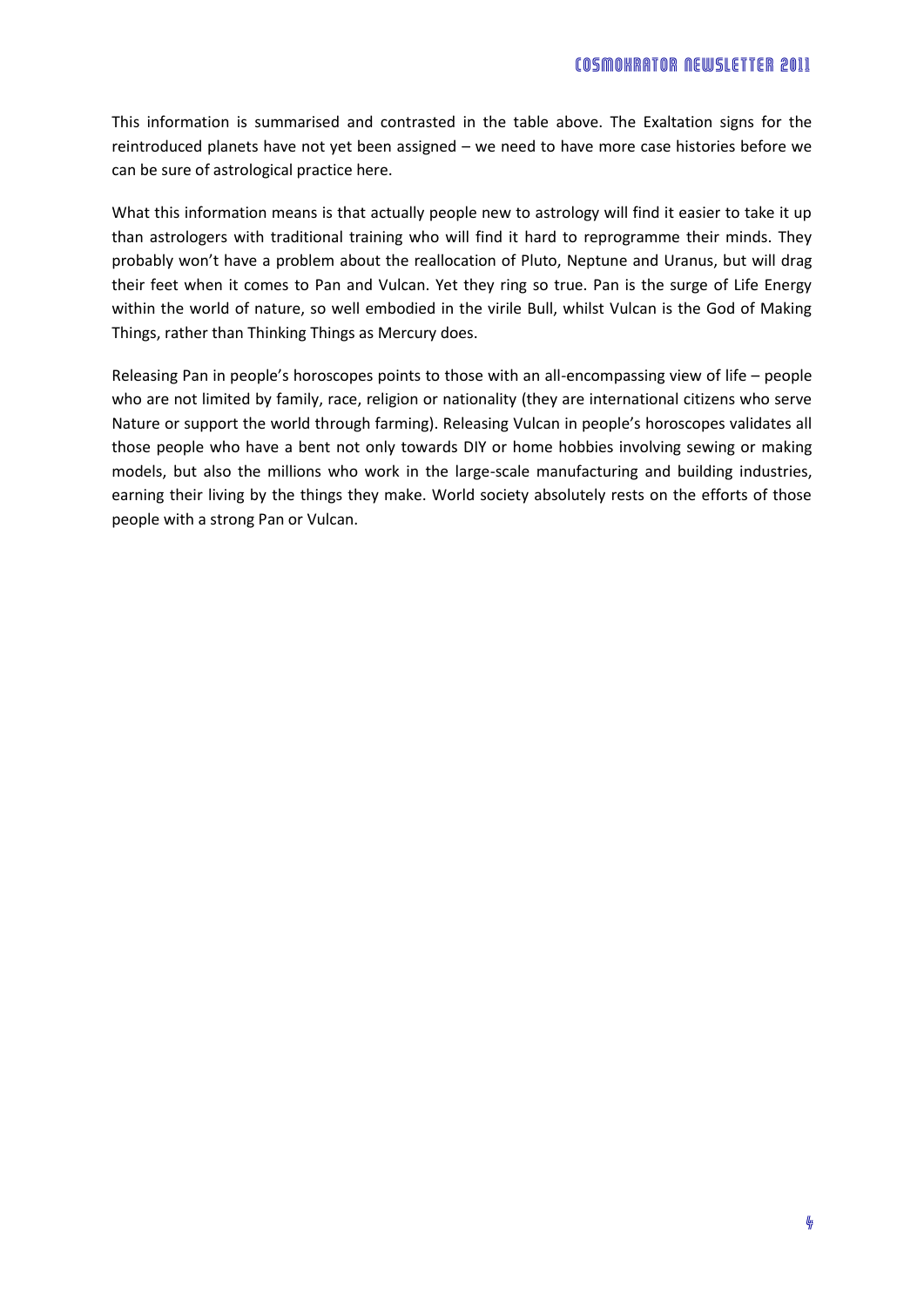This information is summarised and contrasted in the table above. The Exaltation signs for the reintroduced planets have not yet been assigned – we need to have more case histories before we can be sure of astrological practice here.

What this information means is that actually people new to astrology will find it easier to take it up than astrologers with traditional training who will find it hard to reprogramme their minds. They probably won't have a problem about the reallocation of Pluto, Neptune and Uranus, but will drag their feet when it comes to Pan and Vulcan. Yet they ring so true. Pan is the surge of Life Energy within the world of nature, so well embodied in the virile Bull, whilst Vulcan is the God of Making Things, rather than Thinking Things as Mercury does.

Releasing Pan in people's horoscopes points to those with an all-encompassing view of life – people who are not limited by family, race, religion or nationality (they are international citizens who serve Nature or support the world through farming). Releasing Vulcan in people's horoscopes validates all those people who have a bent not only towards DIY or home hobbies involving sewing or making models, but also the millions who work in the large-scale manufacturing and building industries, earning their living by the things they make. World society absolutely rests on the efforts of those people with a strong Pan or Vulcan.